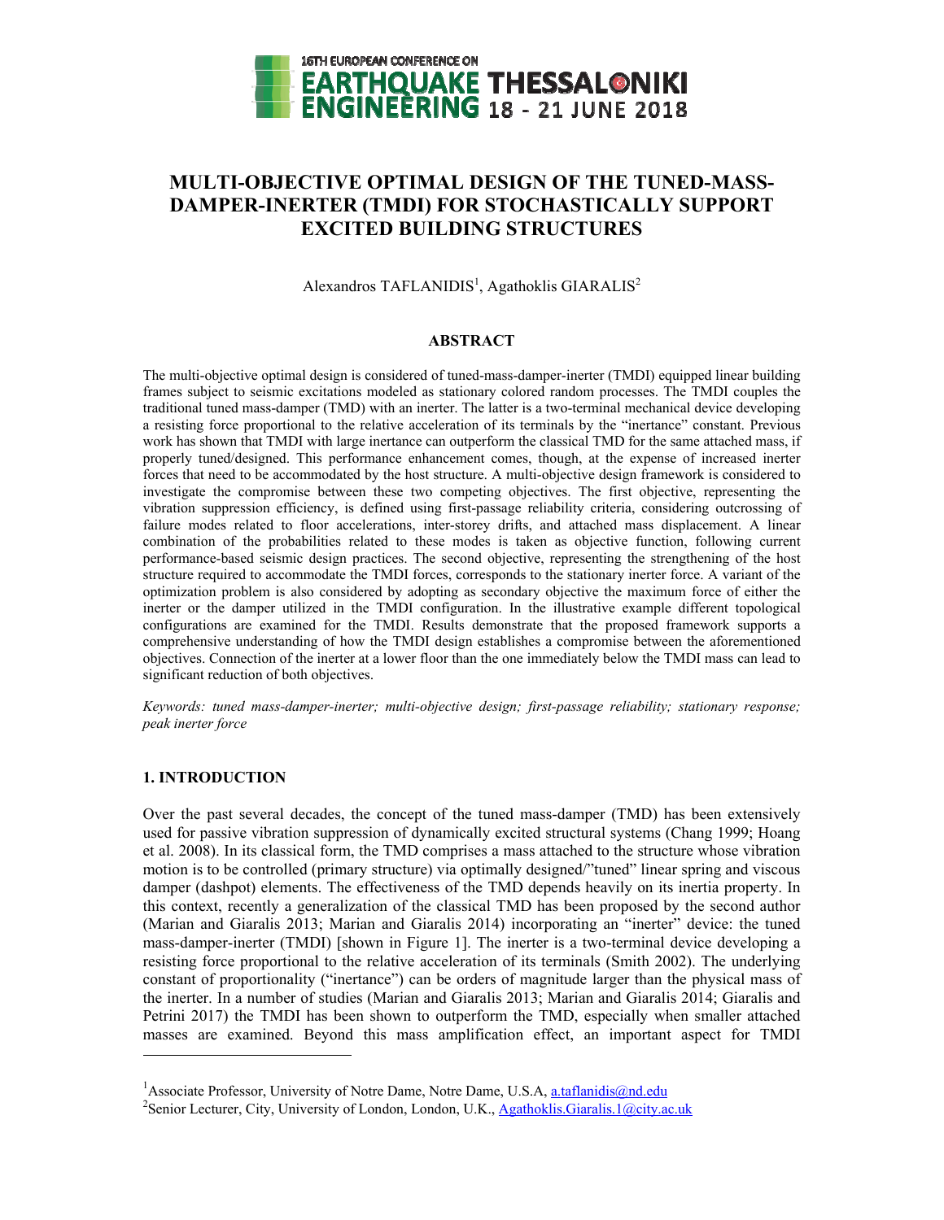# MULTI-OBJECTIVE OPTIMAL DESIGN OF THE TUNED-MASS-DAMPER-INERTER (TMDI) FOR STOCHASTICALLY SUPPORT EXCITED BUILDING STRUCTURES

Alexandros TAFLANIDIS[1], Agathoklis GIARALIS[2]

## ABSTRACT

The multi-objective optimal design is considered of tuned-mass-damper-inerter (TMDI) equipped linear building frames subject to seismic excitations modeled as stationary colored random processes. The TMDI couples the traditional tuned mass-damper (TMD) with an inerter. The latter is a two-terminal mechanical device developing a resisting force proportional to the relative acceleration of its terminals by the "inertance" constant. Previous work has shown that TMDI with large inertance can outperform the classical TMD for the same attached mass, if properly tuned/designed. This performance enhancement comes, though, at the expense of increased inerter forces that need to be accommodated by the host structure. A multi-objective design framework is considered to investigate the compromise between these two competing objectives. The first objective, representing the vibration suppression efficiency, is defined using first-passage reliability criteria, considering outcrossing of failure modes related to floor accelerations, inter-storey drifts, and attached mass displacement. A linear combination of the probabilities related to these modes is taken as objective function, following current performance-based seismic design practices. The second objective, representing the strengthening of the host structure required to accommodate the TMDI forces, corresponds to the stationary inerter force. A variant of the optimization problem is also considered by adopting as secondary objective the maximum force of either the inerter or the damper utilized in the TMDI configuration. In the illustrative example different topological configurations are examined for the TMDI. Results demonstrate that the proposed framework supports a comprehensive understanding of how the TMDI design establishes a compromise between the aforementioned objectives. Connection of the inerter at a lower floor than the one immediately below the TMDI mass can lead to significant reduction of both objectives.

*Keywords: tuned mass-damper-inerter; multi-objective design; first-passage reliability; stationary response; peak inerter force*

## 1. INTRODUCTION

Over the past several decades, the concept of the tuned mass-damper (TMD) has been extensively used for passive vibration suppression of dynamically excited structural systems (Chang 1999; Hoang et al. 2008). In its classical form, the TMD comprises a mass attached to the structure whose vibration motion is to be controlled (primary structure) via optimally designed/"tuned" linear spring and viscous damper (dashpot) elements. The effectiveness of the TMD depends heavily on its inertia property. In this context, recently a generalization of the classical TMD has been proposed by the second author (Marian and Giaralis 2013; Marian and Giaralis 2014) incorporating an "inerter" device: the tuned mass-damper-inerter (TMDI) [shown in Figure 1]. The inerter is a two-terminal device developing a resisting force proportional to the relative acceleration of its terminals (Smith 2002). The underlying constant of proportionality ("inertance") can be orders of magnitude larger than the physical mass of the inerter. In a number of studies (Marian and Giaralis 2013; Marian and Giaralis 2014; Giaralis and Petrini 2017) the TMDI has been shown to outperform the TMD, especially when smaller attached masses are examined. Beyond this mass amplification effect, an important aspect for TMDI

---

[1]Associate Professor, University of Notre Dame, Notre Dame, U.S.A, a.taflanidis@nd.edu

[2]Senior Lecturer, City, University of London, London, U.K., Agathoklis.Giaralis.1@city.ac.uk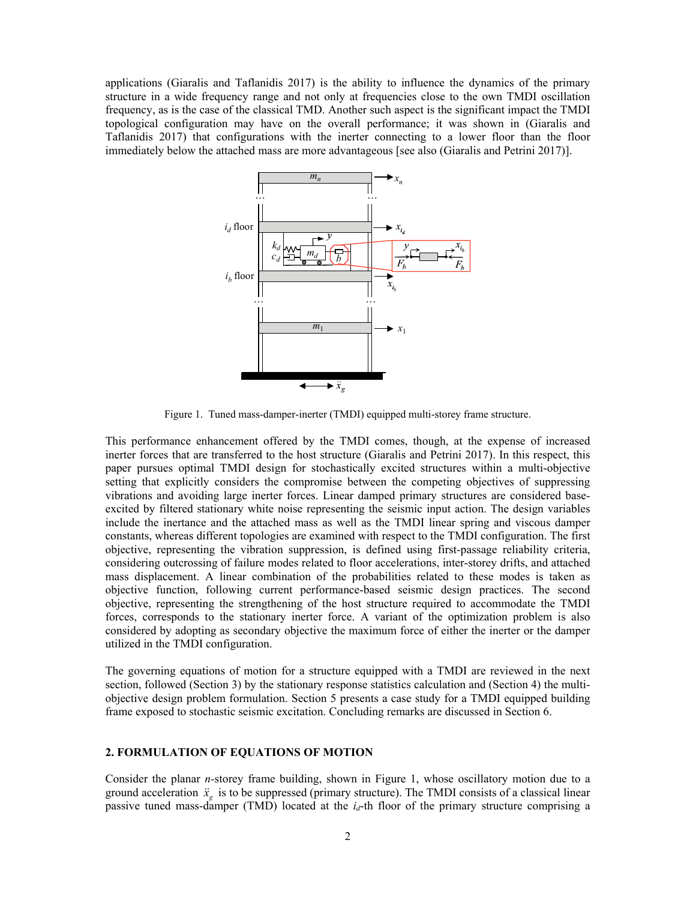applications (Giaralis and Taflanidis 2017) is the ability to influence the dynamics of the primary structure in a wide frequency range and not only at frequencies close to the own TMDI oscillation frequency, as is the case of the classical TMD. Another such aspect is the significant impact the TMDI topological configuration may have on the overall performance; it was shown in (Giaralis and Taflanidis 2017) that configurations with the inerter connecting to a lower floor than the floor immediately below the attached mass are more advantageous [see also (Giaralis and Petrini 2017)].

Figure 1. Tuned mass-damper-inerter (TMDI) equipped multi-storey frame structure.

This performance enhancement offered by the TMDI comes, though, at the expense of increased inerter forces that are transferred to the host structure (Giaralis and Petrini 2017). In this respect, this paper pursues optimal TMDI design for stochastically excited structures within a multi-objective setting that explicitly considers the compromise between the competing objectives of suppressing vibrations and avoiding large inerter forces. Linear damped primary structures are considered base-excited by filtered stationary white noise representing the seismic input action. The design variables include the inertance and the attached mass as well as the TMDI linear spring and viscous damper constants, whereas different topologies are examined with respect to the TMDI configuration. The first objective, representing the vibration suppression, is defined using first-passage reliability criteria, considering outcrossing of failure modes related to floor accelerations, inter-storey drifts, and attached mass displacement. A linear combination of the probabilities related to these modes is taken as objective function, following current performance-based seismic design practices. The second objective, representing the strengthening of the host structure required to accommodate the TMDI forces, corresponds to the stationary inerter force. A variant of the optimization problem is also considered by adopting as secondary objective the maximum force of either the inerter or the damper utilized in the TMDI configuration.

The governing equations of motion for a structure equipped with a TMDI are reviewed in the next section, followed (Section 3) by the stationary response statistics calculation and (Section 4) the multi-objective design problem formulation. Section 5 presents a case study for a TMDI equipped building frame exposed to stochastic seismic excitation. Concluding remarks are discussed in Section 6.

## 2. FORMULATION OF EQUATIONS OF MOTION

Consider the planar $n$-storey frame building, shown in Figure 1, whose oscillatory motion due to a ground acceleration $\ddot{x}_g$ is to be suppressed (primary structure). The TMDI consists of a classical linear passive tuned mass-damper (TMD) located at the $i_d$-th floor of the primary structure comprising a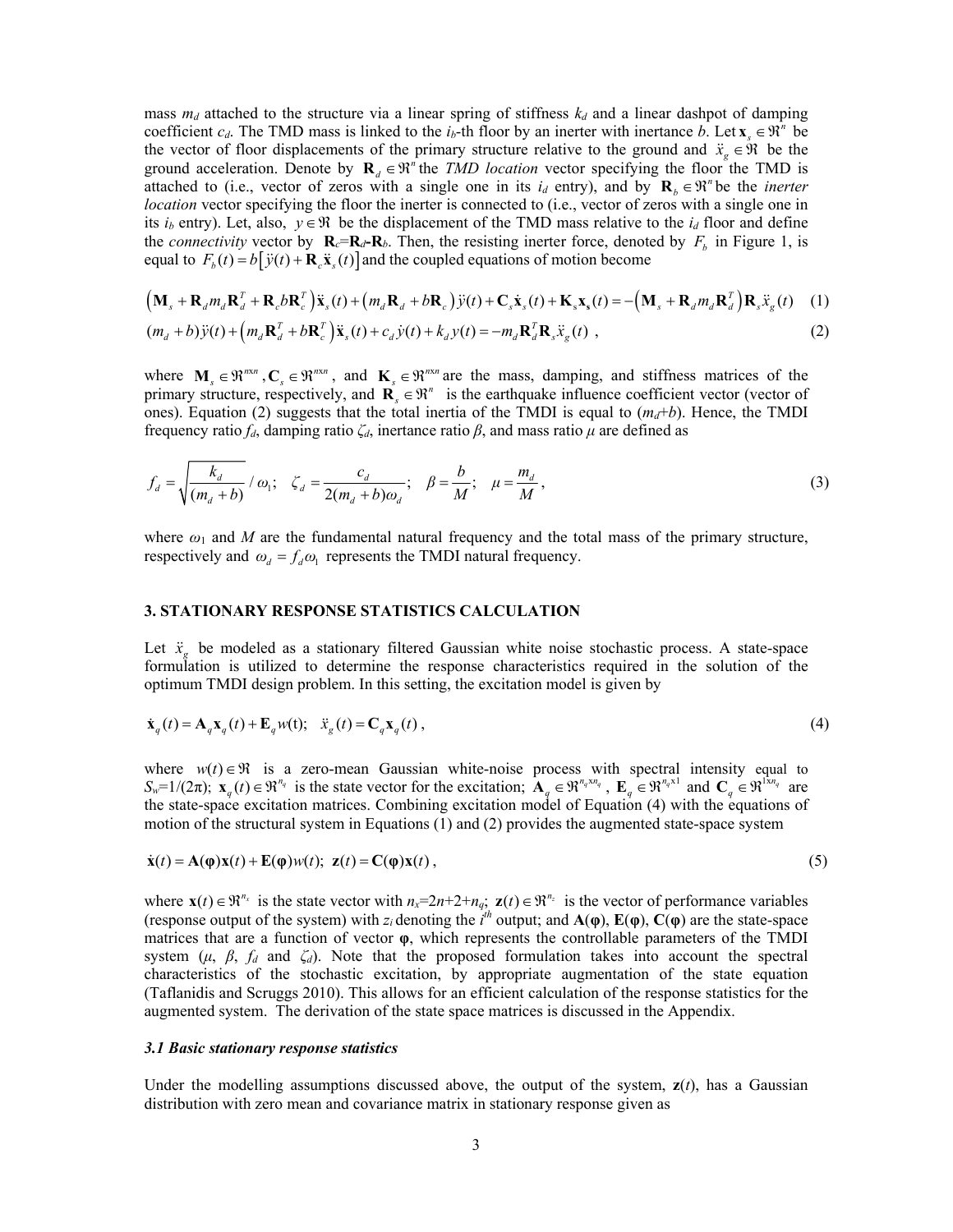mass $m_d$ attached to the structure via a linear spring of stiffness $k_d$ and a linear dashpot of damping coefficient $c_d$. The TMD mass is linked to the $i_b$-th floor by an inerter with inertance $b$. Let $\mathbf{x}_s \in \Re^n$ be the vector of floor displacements of the primary structure relative to the ground and $\ddot{x}_g \in \Re$ be the ground acceleration. Denote by $\mathbf{R}_d \in \Re^n$ the *TMD location* vector specifying the floor the TMD is attached to (i.e., vector of zeros with a single one in its $i_d$ entry), and by $\mathbf{R}_b \in \Re^n$ be the *inerter location* vector specifying the floor the inerter is connected to (i.e., vector of zeros with a single one in its $i_b$ entry). Let, also, $y \in \Re$ be the displacement of the TMD mass relative to the $i_d$ floor and define the *connectivity* vector by $\mathbf{R}_c$=$\mathbf{R}_d$-$\mathbf{R}_b$. Then, the resisting inerter force, denoted by $F_b$ in Figure 1, is equal to $F_b(t) = b\left[\ddot{y}(t) + \mathbf{R}_c\ddot{\mathbf{x}}_s(t)\right]$ and the coupled equations of motion become

$$\left(\mathbf{M}_s + \mathbf{R}_d m_d \mathbf{R}_d^T + \mathbf{R}_c b \mathbf{R}_c^T\right)\ddot{\mathbf{x}}_s(t) + \left(m_d \mathbf{R}_d + b\mathbf{R}_c\right)\ddot{y}(t) + \mathbf{C}_s\dot{\mathbf{x}}_s(t) + \mathbf{K}_s\mathbf{x}_s(t) = -\left(\mathbf{M}_s + \mathbf{R}_d m_d \mathbf{R}_d^T\right)\mathbf{R}_s\ddot{x}_g(t) \quad (1)$$

$$(m_d + b)\ddot{y}(t) + \left(m_d \mathbf{R}_d^T + b\mathbf{R}_c^T\right)\ddot{\mathbf{x}}_s(t) + c_d\dot{y}(t) + k_d y(t) = -m_d\mathbf{R}_d^T\mathbf{R}_s\ddot{x}_g(t) \;, \quad (2)$$

where $\mathbf{M}_s \in \Re^{nxn}$, $\mathbf{C}_s \in \Re^{nxn}$, and $\mathbf{K}_s \in \Re^{nxn}$ are the mass, damping, and stiffness matrices of the primary structure, respectively, and $\mathbf{R}_s \in \Re^n$ is the earthquake influence coefficient vector (vector of ones). Equation (2) suggests that the total inertia of the TMDI is equal to ($m_d$+$b$). Hence, the TMDI frequency ratio $f_d$, damping ratio $\zeta_d$, inertance ratio $\beta$, and mass ratio $\mu$ are defined as

$$f_d = \sqrt{\frac{k_d}{(m_d + b)}} \Big/ \omega_1; \quad \zeta_d = \frac{c_d}{2(m_d + b)\omega_d}; \quad \beta = \frac{b}{M}; \quad \mu = \frac{m_d}{M} \;, \quad (3)$$

where $\omega_1$ and $M$ are the fundamental natural frequency and the total mass of the primary structure, respectively and $\omega_d = f_d\omega_1$ represents the TMDI natural frequency.

## 3. STATIONARY RESPONSE STATISTICS CALCULATION

Let $\ddot{x}_g$ be modeled as a stationary filtered Gaussian white noise stochastic process. A state-space formulation is utilized to determine the response characteristics required in the solution of the optimum TMDI design problem. In this setting, the excitation model is given by

$$\dot{\mathbf{x}}_q(t) = \mathbf{A}_q\mathbf{x}_q(t) + \mathbf{E}_q w(\mathrm{t}); \quad \ddot{x}_g(t) = \mathbf{C}_q\mathbf{x}_q(t) \;, \quad (4)$$

where $w(t) \in \Re$ is a zero-mean Gaussian white-noise process with spectral intensity equal to $S_w$=1/(2π); $\mathbf{x}_q(t) \in \Re^{n_q}$ is the state vector for the excitation; $\mathbf{A}_q \in \Re^{n_q x n_q}$, $\mathbf{E}_q \in \Re^{n_q x 1}$ and $\mathbf{C}_q \in \Re^{1 x n_q}$ are the state-space excitation matrices. Combining excitation model of Equation (4) with the equations of motion of the structural system in Equations (1) and (2) provides the augmented state-space system

$$\dot{\mathbf{x}}(t) = \mathbf{A}(\boldsymbol{\varphi})\mathbf{x}(t) + \mathbf{E}(\boldsymbol{\varphi})w(t); \quad \mathbf{z}(t) = \mathbf{C}(\boldsymbol{\varphi})\mathbf{x}(t) \;, \quad (5)$$

where $\mathbf{x}(t) \in \Re^{n_x}$ is the state vector with $n_x$=2$n$+2+$n_q$; $\mathbf{z}(t) \in \Re^{n_z}$ is the vector of performance variables (response output of the system) with $z_i$ denoting the $i^{th}$ output; and $\mathbf{A}(\boldsymbol{\varphi})$, $\mathbf{E}(\boldsymbol{\varphi})$, $\mathbf{C}(\boldsymbol{\varphi})$ are the state-space matrices that are a function of vector $\boldsymbol{\varphi}$, which represents the controllable parameters of the TMDI system ($\mu$, $\beta$, $f_d$ and $\zeta_d$). Note that the proposed formulation takes into account the spectral characteristics of the stochastic excitation, by appropriate augmentation of the state equation (Taflanidis and Scruggs 2010). This allows for an efficient calculation of the response statistics for the augmented system. The derivation of the state space matrices is discussed in the Appendix.

### *3.1 Basic stationary response statistics*

Under the modelling assumptions discussed above, the output of the system, $\mathbf{z}(t)$, has a Gaussian distribution with zero mean and covariance matrix in stationary response given as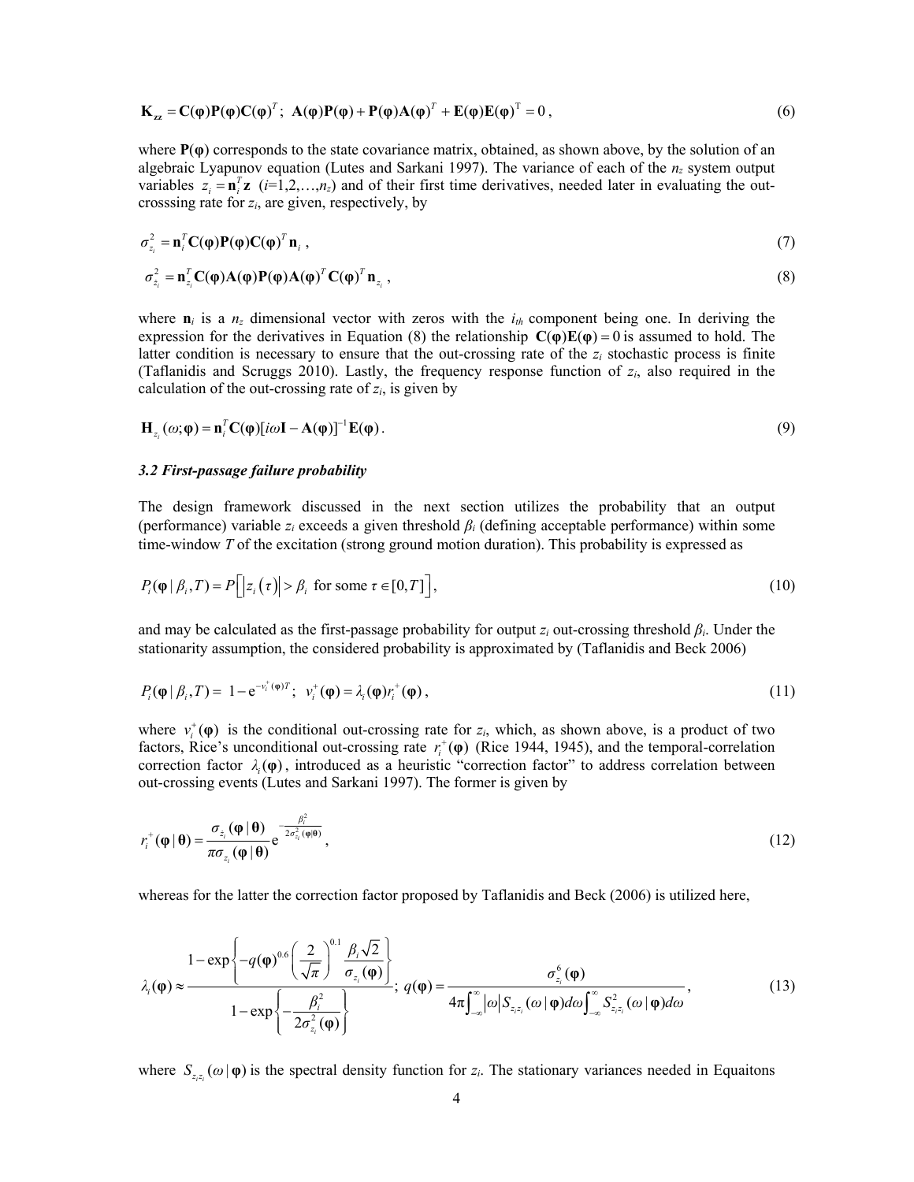$$\mathbf{K}_{\mathbf{zz}} = \mathbf{C}(\boldsymbol{\varphi})\mathbf{P}(\boldsymbol{\varphi})\mathbf{C}(\boldsymbol{\varphi})^T;\ \mathbf{A}(\boldsymbol{\varphi})\mathbf{P}(\boldsymbol{\varphi}) + \mathbf{P}(\boldsymbol{\varphi})\mathbf{A}(\boldsymbol{\varphi})^T + \mathbf{E}(\boldsymbol{\varphi})\mathbf{E}(\boldsymbol{\varphi})^{\mathrm{T}} = 0\,, \tag{6}$$

where $\mathbf{P}(\boldsymbol{\varphi})$ corresponds to the state covariance matrix, obtained, as shown above, by the solution of an algebraic Lyapunov equation (Lutes and Sarkani 1997). The variance of each of the $n_z$ system output variables $z_i = \mathbf{n}_i^T\mathbf{z}$ ($i$=1,2,…,$n_z$) and of their first time derivatives, needed later in evaluating the out-crosssing rate for $z_i$, are given, respectively, by

$$\sigma_{z_i}^2 = \mathbf{n}_i^T\mathbf{C}(\boldsymbol{\varphi})\mathbf{P}(\boldsymbol{\varphi})\mathbf{C}(\boldsymbol{\varphi})^T\mathbf{n}_i\ , \tag{7}$$

$$\sigma_{\dot{z}_i}^2 = \mathbf{n}_{z_i}^T\mathbf{C}(\boldsymbol{\varphi})\mathbf{A}(\boldsymbol{\varphi})\mathbf{P}(\boldsymbol{\varphi})\mathbf{A}(\boldsymbol{\varphi})^T\mathbf{C}(\boldsymbol{\varphi})^T\mathbf{n}_{z_i}\ , \tag{8}$$

where $\mathbf{n}_i$ is a $n_z$ dimensional vector with zeros with the $i_{th}$ component being one. In deriving the expression for the derivatives in Equation (8) the relationship $\mathbf{C}(\boldsymbol{\varphi})\mathbf{E}(\boldsymbol{\varphi}) = 0$ is assumed to hold. The latter condition is necessary to ensure that the out-crossing rate of the $z_i$ stochastic process is finite (Taflanidis and Scruggs 2010). Lastly, the frequency response function of $z_i$, also required in the calculation of the out-crossing rate of $z_i$, is given by

$$\mathbf{H}_{z_i}(\omega;\boldsymbol{\varphi}) = \mathbf{n}_i^T\mathbf{C}(\boldsymbol{\varphi})[i\omega\mathbf{I} - \mathbf{A}(\boldsymbol{\varphi})]^{-1}\mathbf{E}(\boldsymbol{\varphi})\,. \tag{9}$$

### *3.2 First-passage failure probability*

The design framework discussed in the next section utilizes the probability that an output (performance) variable $z_i$ exceeds a given threshold $\beta_i$ (defining acceptable performance) within some time-window $T$ of the excitation (strong ground motion duration). This probability is expressed as

$$P_i(\boldsymbol{\varphi}\,|\,\beta_i, T) = P\Big[\big|z_i(\tau)\big| > \beta_i \ \text{ for some } \tau \in [0,T]\Big], \tag{10}$$

and may be calculated as the first-passage probability for output $z_i$ out-crossing threshold $\beta_i$. Under the stationarity assumption, the considered probability is approximated by (Taflanidis and Beck 2006)

$$P_i(\boldsymbol{\varphi}\,|\,\beta_i, T) = 1 - \mathrm{e}^{-v_i^+(\boldsymbol{\varphi})T};\ \ v_i^+(\boldsymbol{\varphi}) = \lambda_i(\boldsymbol{\varphi})r_i^+(\boldsymbol{\varphi})\,, \tag{11}$$

where $v_i^+(\boldsymbol{\varphi})$ is the conditional out-crossing rate for $z_i$, which, as shown above, is a product of two factors, Rice's unconditional out-crossing rate $r_i^+(\boldsymbol{\varphi})$ (Rice 1944, 1945), and the temporal-correlation correction factor $\lambda_i(\boldsymbol{\varphi})$, introduced as a heuristic "correction factor" to address correlation between out-crossing events (Lutes and Sarkani 1997). The former is given by

$$r_i^+(\boldsymbol{\varphi}\,|\,\boldsymbol{\theta}) = \frac{\sigma_{\dot{z}_i}(\boldsymbol{\varphi}\,|\,\boldsymbol{\theta})}{\pi\sigma_{z_i}(\boldsymbol{\varphi}\,|\,\boldsymbol{\theta})}\mathrm{e}^{-\frac{\beta_i^2}{2\sigma_{z_i}^2(\boldsymbol{\varphi}|\boldsymbol{\theta})}}\,, \tag{12}$$

whereas for the latter the correction factor proposed by Taflanidis and Beck (2006) is utilized here,

$$\lambda_i(\boldsymbol{\varphi}) \approx \frac{1 - \exp\left\{-q(\boldsymbol{\varphi})^{0.6}\left(\dfrac{2}{\sqrt{\pi}}\right)^{0.1}\dfrac{\beta_i\sqrt{2}}{\sigma_{z_i}(\boldsymbol{\varphi})}\right\}}{1 - \exp\left\{-\dfrac{\beta_i^2}{2\sigma_{z_i}^2(\boldsymbol{\varphi})}\right\}};\ \ q(\boldsymbol{\varphi}) = \frac{\sigma_{z_i}^6(\boldsymbol{\varphi})}{4\pi\int_{-\infty}^{\infty}|\omega|S_{z_iz_i}(\omega\,|\,\boldsymbol{\varphi})d\omega\int_{-\infty}^{\infty}S_{z_iz_i}^2(\omega\,|\,\boldsymbol{\varphi})d\omega}\,, \tag{13}$$

where $S_{z_iz_i}(\omega\,|\,\boldsymbol{\varphi})$ is the spectral density function for $z_i$. The stationary variances needed in Equaitons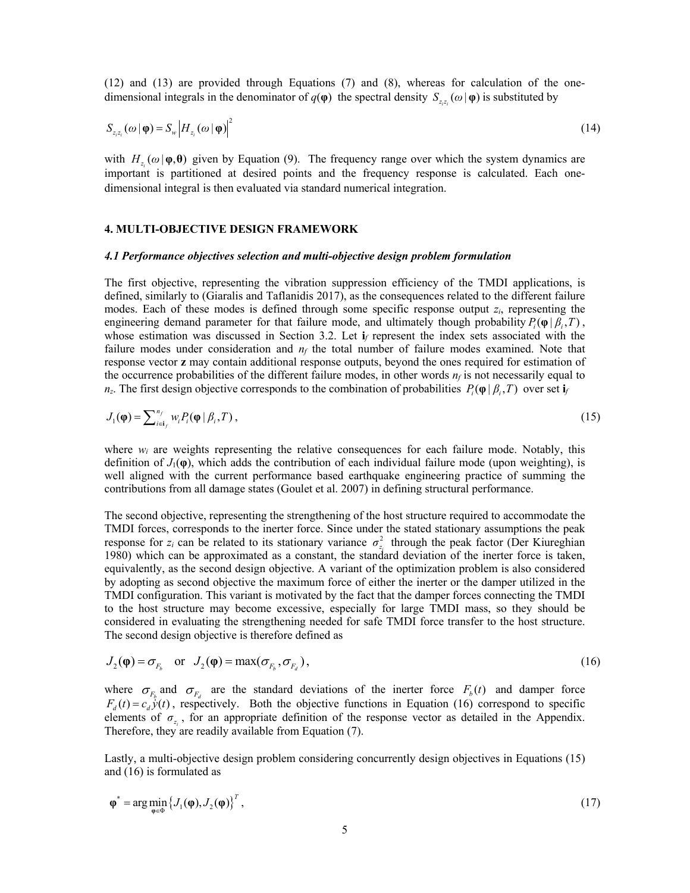(12) and (13) are provided through Equations (7) and (8), whereas for calculation of the one-dimensional integrals in the denominator of $q(\boldsymbol{\varphi})$ the spectral density $S_{z_i z_i}(\omega\,|\,\boldsymbol{\varphi})$ is substituted by

$$S_{z_i z_i}(\omega\,|\,\boldsymbol{\varphi}) = S_w \left| H_{z_i}(\omega\,|\,\boldsymbol{\varphi}) \right|^2 \tag{14}$$

with $H_{z_i}(\omega\,|\,\boldsymbol{\varphi},\boldsymbol{\theta})$ given by Equation (9). The frequency range over which the system dynamics are important is partitioned at desired points and the frequency response is calculated. Each one-dimensional integral is then evaluated via standard numerical integration.

## 4. MULTI-OBJECTIVE DESIGN FRAMEWORK

### *4.1 Performance objectives selection and multi-objective design problem formulation*

The first objective, representing the vibration suppression efficiency of the TMDI applications, is defined, similarly to (Giaralis and Taflanidis 2017), as the consequences related to the different failure modes. Each of these modes is defined through some specific response output $z_i$, representing the engineering demand parameter for that failure mode, and ultimately though probability $P_i(\boldsymbol{\varphi}\,|\,\beta_i, T)$, whose estimation was discussed in Section 3.2. Let $\mathbf{i}_f$ represent the index sets associated with the failure modes under consideration and $n_f$ the total number of failure modes examined. Note that response vector $\mathbf{z}$ may contain additional response outputs, beyond the ones required for estimation of the occurrence probabilities of the different failure modes, in other words $n_f$ is not necessarily equal to $n_z$. The first design objective corresponds to the combination of probabilities $P_i(\boldsymbol{\varphi}\,|\,\beta_i, T)$ over set $\mathbf{i}_f$

$$J_1(\boldsymbol{\varphi}) = \sum\nolimits_{i \in \mathbf{i}_f}^{n_f} w_i P_i(\boldsymbol{\varphi}\,|\,\beta_i, T)\,, \tag{15}$$

where $w_i$ are weights representing the relative consequences for each failure mode. Notably, this definition of $J_1(\boldsymbol{\varphi})$, which adds the contribution of each individual failure mode (upon weighting), is well aligned with the current performance based earthquake engineering practice of summing the contributions from all damage states (Goulet et al. 2007) in defining structural performance.

The second objective, representing the strengthening of the host structure required to accommodate the TMDI forces, corresponds to the inerter force. Since under the stated stationary assumptions the peak response for $z_i$ can be related to its stationary variance $\sigma_{z_i}^2$ through the peak factor (Der Kiureghian 1980) which can be approximated as a constant, the standard deviation of the inerter force is taken, equivalently, as the second design objective. A variant of the optimization problem is also considered by adopting as second objective the maximum force of either the inerter or the damper utilized in the TMDI configuration. This variant is motivated by the fact that the damper forces connecting the TMDI to the host structure may become excessive, especially for large TMDI mass, so they should be considered in evaluating the strengthening needed for safe TMDI force transfer to the host structure. The second design objective is therefore defined as

$$J_2(\boldsymbol{\varphi}) = \sigma_{F_b} \quad \text{or} \quad J_2(\boldsymbol{\varphi}) = \max(\sigma_{F_b}, \sigma_{F_d})\,, \tag{16}$$

where $\sigma_{F_b}$ and $\sigma_{F_d}$ are the standard deviations of the inerter force $F_b(t)$ and damper force $F_d(t) = c_d \dot{y}(t)$, respectively. Both the objective functions in Equation (16) correspond to specific elements of $\sigma_{z_i}$, for an appropriate definition of the response vector as detailed in the Appendix. Therefore, they are readily available from Equation (7).

Lastly, a multi-objective design problem considering concurrently design objectives in Equations (15) and (16) is formulated as

$$\boldsymbol{\varphi}^* = \arg\min_{\boldsymbol{\varphi} \in \Phi} \left\{ J_1(\boldsymbol{\varphi}), J_2(\boldsymbol{\varphi}) \right\}^T, \tag{17}$$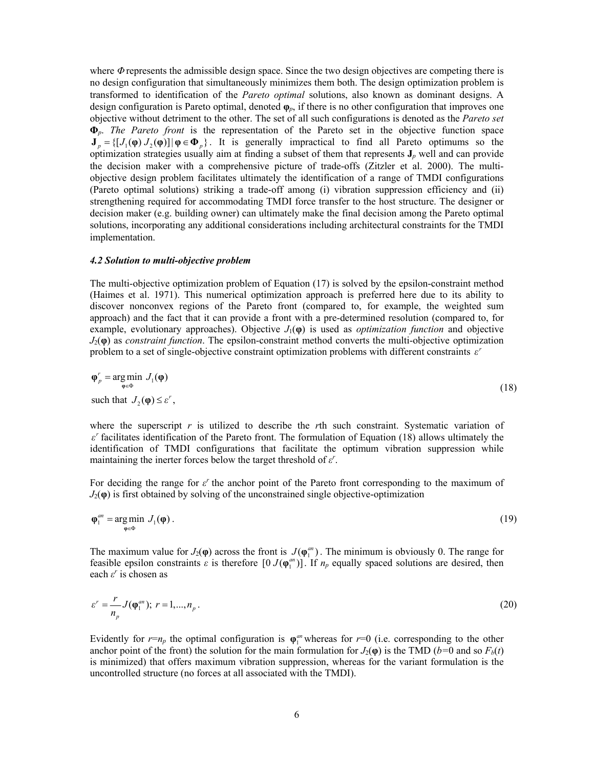where $\Phi$ represents the admissible design space. Since the two design objectives are competing there is no design configuration that simultaneously minimizes them both. The design optimization problem is transformed to identification of the *Pareto optimal* solutions, also known as dominant designs. A design configuration is Pareto optimal, denoted $\boldsymbol{\varphi}_p$, if there is no other configuration that improves one objective without detriment to the other. The set of all such configurations is denoted as the *Pareto set* $\boldsymbol{\Phi}_p$. *The Pareto front* is the representation of the Pareto set in the objective function space $\mathbf{J}_p = \{[J_1(\boldsymbol{\varphi})\ J_2(\boldsymbol{\varphi})] \,|\, \boldsymbol{\varphi} \in \boldsymbol{\Phi}_p\}$. It is generally impractical to find all Pareto optimums so the optimization strategies usually aim at finding a subset of them that represents $\mathbf{J}_p$ well and can provide the decision maker with a comprehensive picture of trade-offs (Zitzler et al. 2000). The multi-objective design problem facilitates ultimately the identification of a range of TMDI configurations (Pareto optimal solutions) striking a trade-off among (i) vibration suppression efficiency and (ii) strengthening required for accommodating TMDI force transfer to the host structure. The designer or decision maker (e.g. building owner) can ultimately make the final decision among the Pareto optimal solutions, incorporating any additional considerations including architectural constraints for the TMDI implementation.

### *4.2 Solution to multi-objective problem*

The multi-objective optimization problem of Equation (17) is solved by the epsilon-constraint method (Haimes et al. 1971). This numerical optimization approach is preferred here due to its ability to discover nonconvex regions of the Pareto front (compared to, for example, the weighted sum approach) and the fact that it can provide a front with a pre-determined resolution (compared to, for example, evolutionary approaches). Objective $J_1(\boldsymbol{\varphi})$ is used as *optimization function* and objective $J_2(\boldsymbol{\varphi})$ as *constraint function*. The epsilon-constraint method converts the multi-objective optimization problem to a set of single-objective constraint optimization problems with different constraints $\varepsilon^r$

$$
\begin{aligned}
&\boldsymbol{\varphi}_p^r = \arg\min_{\boldsymbol{\varphi}\in\Phi} \ J_1(\boldsymbol{\varphi}) \\
&\text{such that } \ J_2(\boldsymbol{\varphi}) \leq \varepsilon^r,
\end{aligned}
\tag{18}
$$

where the superscript $r$ is utilized to describe the $r$th such constraint. Systematic variation of $\varepsilon^r$ facilitates identification of the Pareto front. The formulation of Equation (18) allows ultimately the identification of TMDI configurations that facilitate the optimum vibration suppression while maintaining the inerter forces below the target threshold of $\varepsilon^r$.

For deciding the range for $\varepsilon^r$ the anchor point of the Pareto front corresponding to the maximum of $J_2(\boldsymbol{\varphi})$ is first obtained by solving of the unconstrained single objective-optimization

$$
\boldsymbol{\varphi}_1^{an} = \arg\min_{\boldsymbol{\varphi}\in\Phi} \ J_1(\boldsymbol{\varphi}) \,.
\tag{19}
$$

The maximum value for $J_2(\boldsymbol{\varphi})$ across the front is $J(\boldsymbol{\varphi}_1^{an})$. The minimum is obviously 0. The range for feasible epsilon constraints $\varepsilon$ is therefore $[0\ J(\boldsymbol{\varphi}_1^{an})]$. If $n_p$ equally spaced solutions are desired, then each $\varepsilon^r$ is chosen as

$$
\varepsilon^r = \frac{r}{n_p} J(\boldsymbol{\varphi}_1^{an});\ r = 1,...,n_p \,.
\tag{20}
$$

Evidently for $r$=$n_p$ the optimal configuration is $\boldsymbol{\varphi}_1^{an}$ whereas for $r$=0 (i.e. corresponding to the other anchor point of the front) the solution for the main formulation for $J_2(\boldsymbol{\varphi})$ is the TMD ($b$=0 and so $F_b(t)$ is minimized) that offers maximum vibration suppression, whereas for the variant formulation is the uncontrolled structure (no forces at all associated with the TMDI).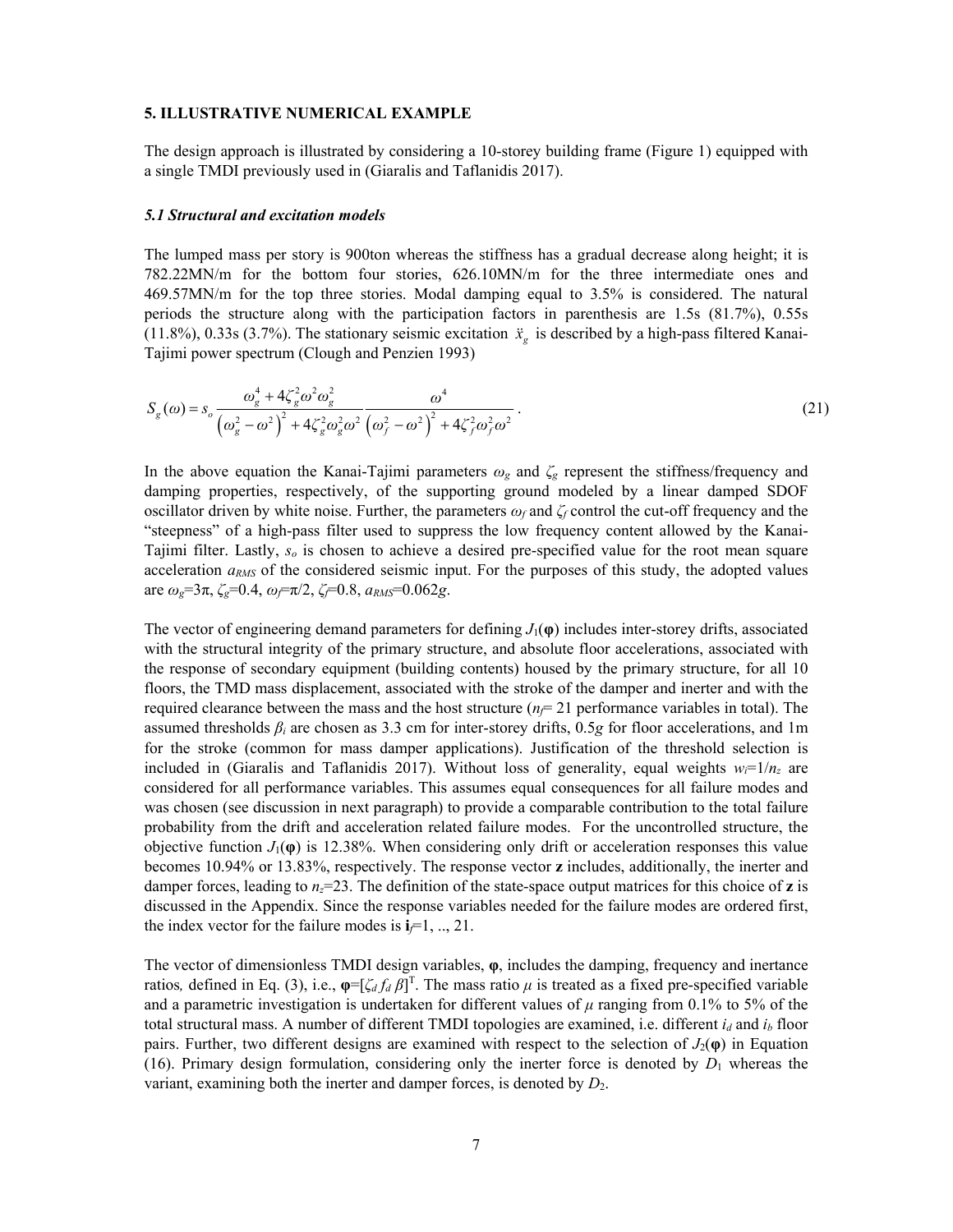## 5. ILLUSTRATIVE NUMERICAL EXAMPLE

The design approach is illustrated by considering a 10-storey building frame (Figure 1) equipped with a single TMDI previously used in (Giaralis and Taflanidis 2017).

### *5.1 Structural and excitation models*

The lumped mass per story is 900ton whereas the stiffness has a gradual decrease along height; it is 782.22MN/m for the bottom four stories, 626.10MN/m for the three intermediate ones and 469.57MN/m for the top three stories. Modal damping equal to 3.5% is considered. The natural periods the structure along with the participation factors in parenthesis are 1.5s (81.7%), 0.55s (11.8%), 0.33s (3.7%). The stationary seismic excitation $\ddot{x}_g$ is described by a high-pass filtered Kanai-Tajimi power spectrum (Clough and Penzien 1993)

$$S_g(\omega) = s_o \frac{\omega_g^4 + 4\zeta_g^2\omega^2\omega_g^2}{\left(\omega_g^2 - \omega^2\right)^2 + 4\zeta_g^2\omega_g^2\omega^2} \frac{\omega^4}{\left(\omega_f^2 - \omega^2\right)^2 + 4\zeta_f^2\omega_f^2\omega^2}. \tag{21}$$

In the above equation the Kanai-Tajimi parameters $\omega_g$ and $\zeta_g$ represent the stiffness/frequency and damping properties, respectively, of the supporting ground modeled by a linear damped SDOF oscillator driven by white noise. Further, the parameters $\omega_f$ and $\zeta_f$ control the cut-off frequency and the "steepness" of a high-pass filter used to suppress the low frequency content allowed by the Kanai-Tajimi filter. Lastly, $s_o$ is chosen to achieve a desired pre-specified value for the root mean square acceleration $a_{RMS}$ of the considered seismic input. For the purposes of this study, the adopted values are $\omega_g$=3π, $\zeta_g$=0.4, $\omega_f$=π/2, $\zeta_f$=0.8, $a_{RMS}$=0.062$g$.

The vector of engineering demand parameters for defining $J_1(\boldsymbol{\varphi})$ includes inter-storey drifts, associated with the structural integrity of the primary structure, and absolute floor accelerations, associated with the response of secondary equipment (building contents) housed by the primary structure, for all 10 floors, the TMD mass displacement, associated with the stroke of the damper and inerter and with the required clearance between the mass and the host structure ($n_f$= 21 performance variables in total). The assumed thresholds $\beta_i$ are chosen as 3.3 cm for inter-storey drifts, 0.5$g$ for floor accelerations, and 1m for the stroke (common for mass damper applications). Justification of the threshold selection is included in (Giaralis and Taflanidis 2017). Without loss of generality, equal weights $w_i$=1/$n_z$ are considered for all performance variables. This assumes equal consequences for all failure modes and was chosen (see discussion in next paragraph) to provide a comparable contribution to the total failure probability from the drift and acceleration related failure modes. For the uncontrolled structure, the objective function $J_1(\boldsymbol{\varphi})$ is 12.38%. When considering only drift or acceleration responses this value becomes 10.94% or 13.83%, respectively. The response vector **z** includes, additionally, the inerter and damper forces, leading to $n_z$=23. The definition of the state-space output matrices for this choice of **z** is discussed in the Appendix. Since the response variables needed for the failure modes are ordered first, the index vector for the failure modes is $\mathbf{i}_f$=1, .., 21.

The vector of dimensionless TMDI design variables, **φ**, includes the damping, frequency and inertance ratios, defined in Eq. (3), i.e., $\boldsymbol{\varphi}=[\zeta_d\ f_d\ \beta]^{\mathrm{T}}$. The mass ratio $\mu$ is treated as a fixed pre-specified variable and a parametric investigation is undertaken for different values of $\mu$ ranging from 0.1% to 5% of the total structural mass. A number of different TMDI topologies are examined, i.e. different $i_d$ and $i_b$ floor pairs. Further, two different designs are examined with respect to the selection of $J_2(\boldsymbol{\varphi})$ in Equation (16). Primary design formulation, considering only the inerter force is denoted by $D_1$ whereas the variant, examining both the inerter and damper forces, is denoted by $D_2$.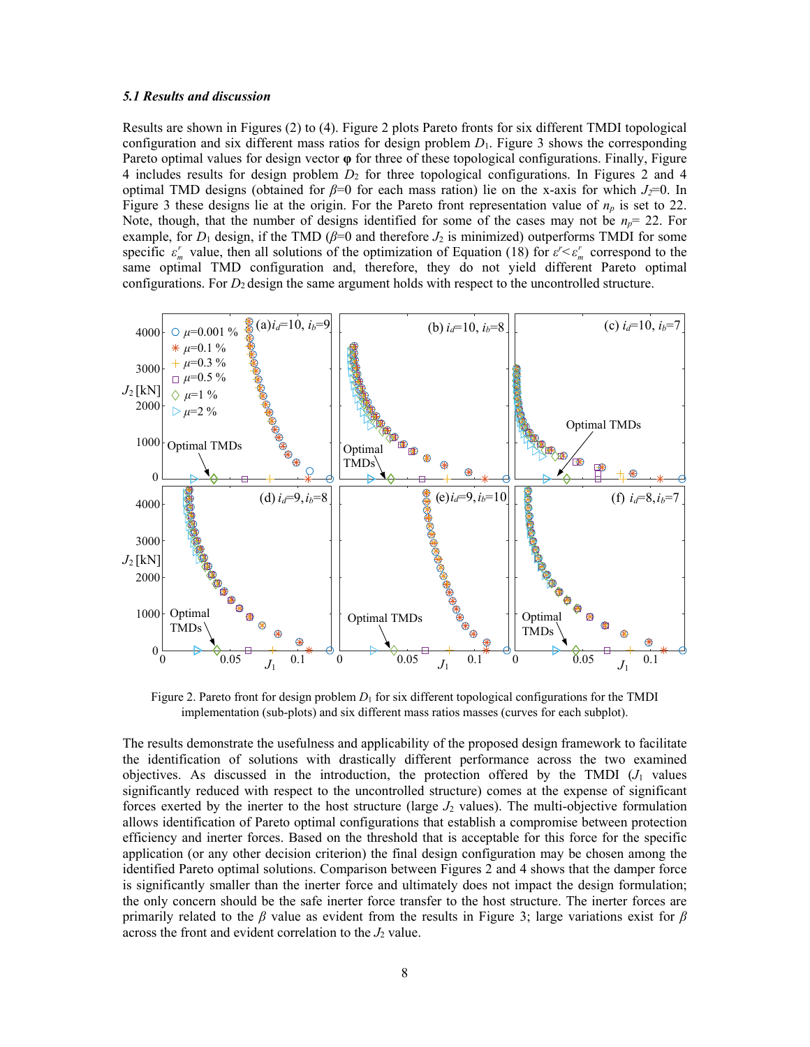### *5.1 Results and discussion*

Results are shown in Figures (2) to (4). Figure 2 plots Pareto fronts for six different TMDI topological configuration and six different mass ratios for design problem $D_1$. Figure 3 shows the corresponding Pareto optimal values for design vector **φ** for three of these topological configurations. Finally, Figure 4 includes results for design problem $D_2$ for three topological configurations. In Figures 2 and 4 optimal TMD designs (obtained for $\beta$=0 for each mass ration) lie on the x-axis for which $J_2$=0. In Figure 3 these designs lie at the origin. For the Pareto front representation value of $n_p$ is set to 22. Note, though, that the number of designs identified for some of the cases may not be $n_p$= 22. For example, for $D_1$ design, if the TMD ($\beta$=0 and therefore $J_2$ is minimized) outperforms TMDI for some specific $\varepsilon_m^r$ value, then all solutions of the optimization of Equation (18) for $\varepsilon^r < \varepsilon_m^r$ correspond to the same optimal TMD configuration and, therefore, they do not yield different Pareto optimal configurations. For $D_2$ design the same argument holds with respect to the uncontrolled structure.

Figure 2. Pareto front for design problem $D_1$ for six different topological configurations for the TMDI implementation (sub-plots) and six different mass ratios masses (curves for each subplot).

The results demonstrate the usefulness and applicability of the proposed design framework to facilitate the identification of solutions with drastically different performance across the two examined objectives. As discussed in the introduction, the protection offered by the TMDI ($J_1$ values significantly reduced with respect to the uncontrolled structure) comes at the expense of significant forces exerted by the inerter to the host structure (large $J_2$ values). The multi-objective formulation allows identification of Pareto optimal configurations that establish a compromise between protection efficiency and inerter forces. Based on the threshold that is acceptable for this force for the specific application (or any other decision criterion) the final design configuration may be chosen among the identified Pareto optimal solutions. Comparison between Figures 2 and 4 shows that the damper force is significantly smaller than the inerter force and ultimately does not impact the design formulation; the only concern should be the safe inerter force transfer to the host structure. The inerter forces are primarily related to the $\beta$ value as evident from the results in Figure 3; large variations exist for $\beta$ across the front and evident correlation to the $J_2$ value.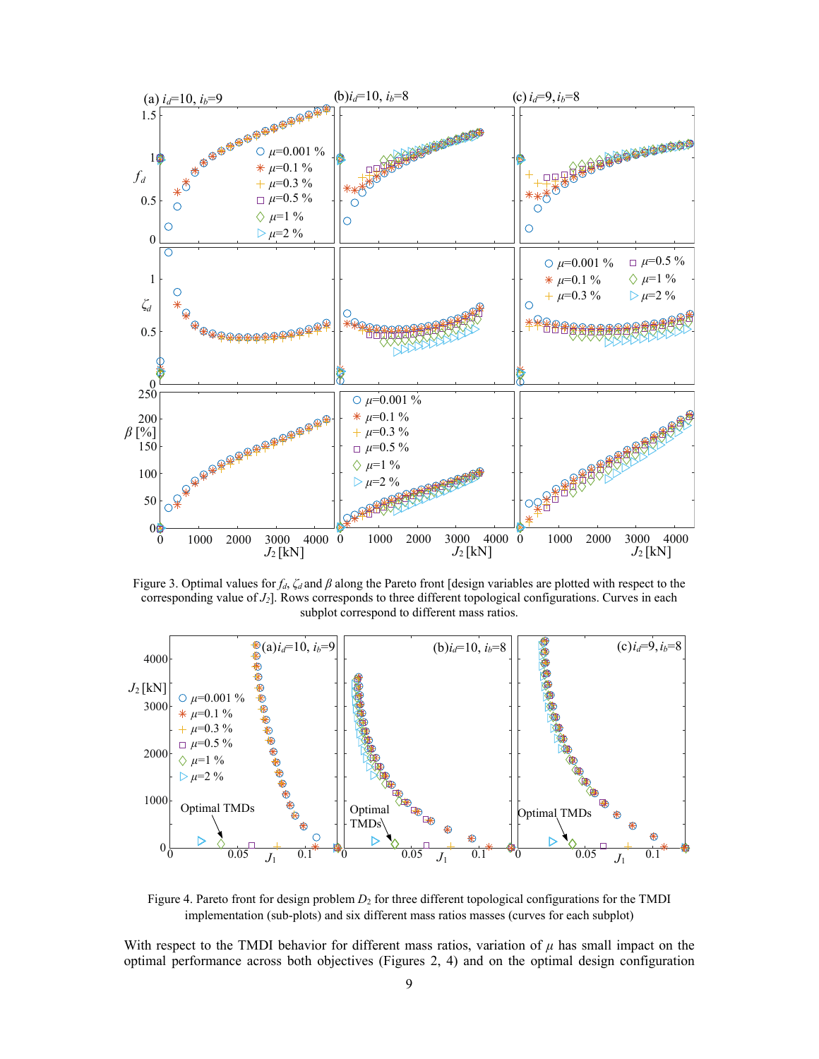Figure 3. Optimal values for $f_d$, $\zeta_d$ and $\beta$ along the Pareto front [design variables are plotted with respect to the corresponding value of $J_2$]. Rows corresponds to three different topological configurations. Curves in each subplot correspond to different mass ratios.

Figure 4. Pareto front for design problem $D_2$ for three different topological configurations for the TMDI implementation (sub-plots) and six different mass ratios masses (curves for each subplot)

With respect to the TMDI behavior for different mass ratios, variation of $\mu$ has small impact on the optimal performance across both objectives (Figures 2, 4) and on the optimal design configuration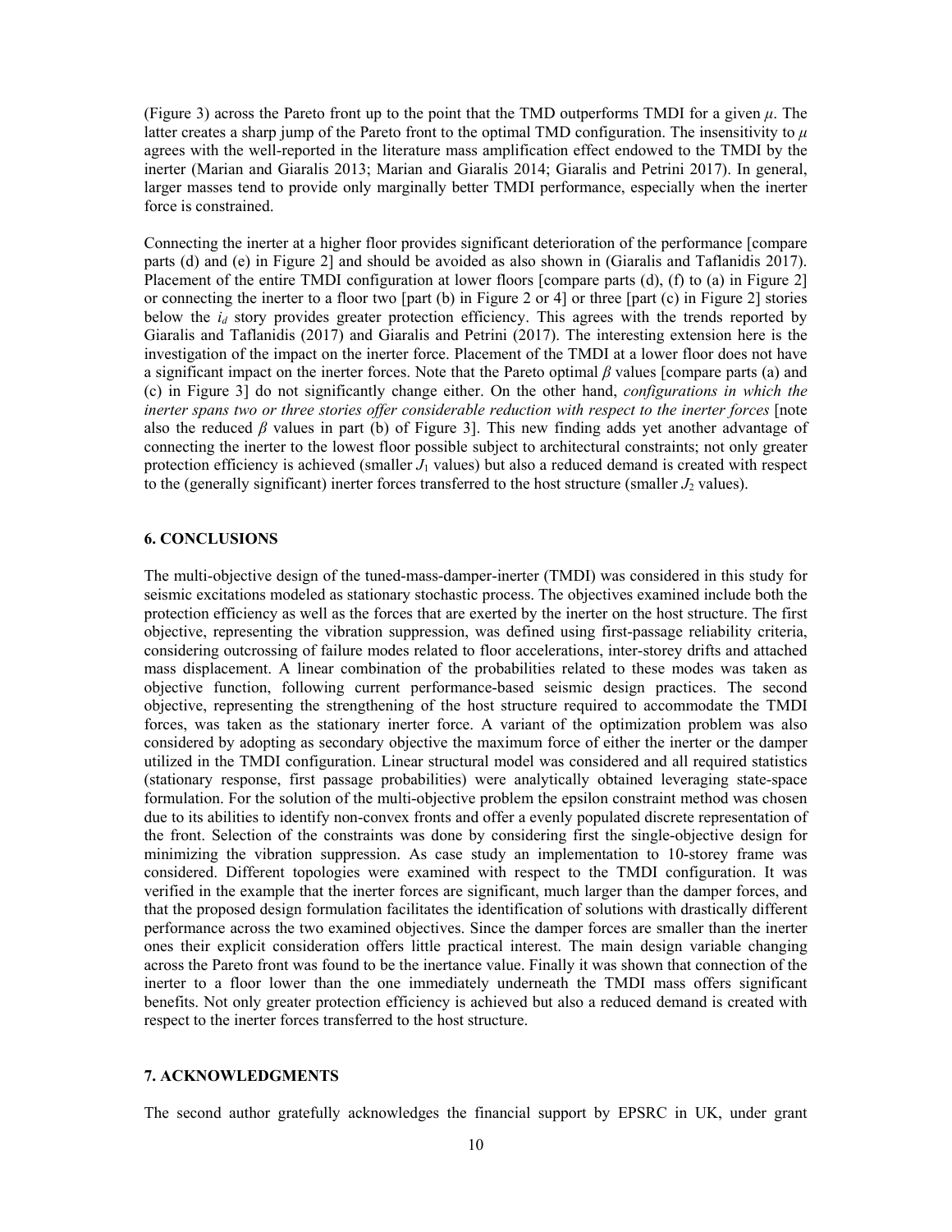(Figure 3) across the Pareto front up to the point that the TMD outperforms TMDI for a given $\mu$. The latter creates a sharp jump of the Pareto front to the optimal TMD configuration. The insensitivity to $\mu$ agrees with the well-reported in the literature mass amplification effect endowed to the TMDI by the inerter (Marian and Giaralis 2013; Marian and Giaralis 2014; Giaralis and Petrini 2017). In general, larger masses tend to provide only marginally better TMDI performance, especially when the inerter force is constrained.

Connecting the inerter at a higher floor provides significant deterioration of the performance [compare parts (d) and (e) in Figure 2] and should be avoided as also shown in (Giaralis and Taflanidis 2017). Placement of the entire TMDI configuration at lower floors [compare parts (d), (f) to (a) in Figure 2] or connecting the inerter to a floor two [part (b) in Figure 2 or 4] or three [part (c) in Figure 2] stories below the $i_d$ story provides greater protection efficiency. This agrees with the trends reported by Giaralis and Taflanidis (2017) and Giaralis and Petrini (2017). The interesting extension here is the investigation of the impact on the inerter force. Placement of the TMDI at a lower floor does not have a significant impact on the inerter forces. Note that the Pareto optimal $\beta$ values [compare parts (a) and (c) in Figure 3] do not significantly change either. On the other hand, *configurations in which the inerter spans two or three stories offer considerable reduction with respect to the inerter forces* [note also the reduced $\beta$ values in part (b) of Figure 3]. This new finding adds yet another advantage of connecting the inerter to the lowest floor possible subject to architectural constraints; not only greater protection efficiency is achieved (smaller $J_1$ values) but also a reduced demand is created with respect to the (generally significant) inerter forces transferred to the host structure (smaller $J_2$ values).

## 6. CONCLUSIONS

The multi-objective design of the tuned-mass-damper-inerter (TMDI) was considered in this study for seismic excitations modeled as stationary stochastic process. The objectives examined include both the protection efficiency as well as the forces that are exerted by the inerter on the host structure. The first objective, representing the vibration suppression, was defined using first-passage reliability criteria, considering outcrossing of failure modes related to floor accelerations, inter-storey drifts and attached mass displacement. A linear combination of the probabilities related to these modes was taken as objective function, following current performance-based seismic design practices. The second objective, representing the strengthening of the host structure required to accommodate the TMDI forces, was taken as the stationary inerter force. A variant of the optimization problem was also considered by adopting as secondary objective the maximum force of either the inerter or the damper utilized in the TMDI configuration. Linear structural model was considered and all required statistics (stationary response, first passage probabilities) were analytically obtained leveraging state-space formulation. For the solution of the multi-objective problem the epsilon constraint method was chosen due to its abilities to identify non-convex fronts and offer a evenly populated discrete representation of the front. Selection of the constraints was done by considering first the single-objective design for minimizing the vibration suppression. As case study an implementation to 10-storey frame was considered. Different topologies were examined with respect to the TMDI configuration. It was verified in the example that the inerter forces are significant, much larger than the damper forces, and that the proposed design formulation facilitates the identification of solutions with drastically different performance across the two examined objectives. Since the damper forces are smaller than the inerter ones their explicit consideration offers little practical interest. The main design variable changing across the Pareto front was found to be the inertance value. Finally it was shown that connection of the inerter to a floor lower than the one immediately underneath the TMDI mass offers significant benefits. Not only greater protection efficiency is achieved but also a reduced demand is created with respect to the inerter forces transferred to the host structure.

## 7. ACKNOWLEDGMENTS

The second author gratefully acknowledges the financial support by EPSRC in UK, under grant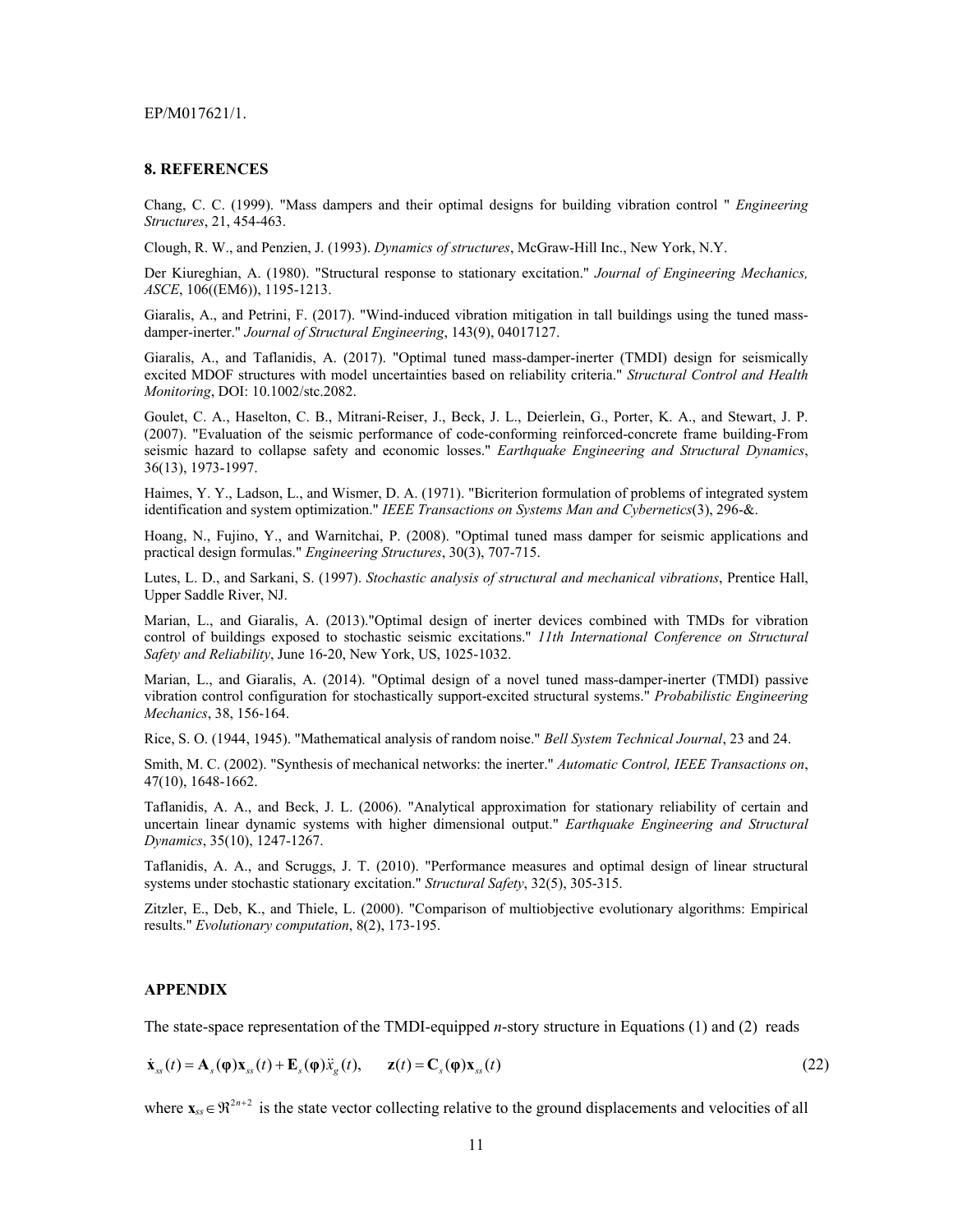EP/M017621/1.

## 8. REFERENCES

Chang, C. C. (1999). "Mass dampers and their optimal designs for building vibration control " *Engineering Structures*, 21, 454-463.

Clough, R. W., and Penzien, J. (1993). *Dynamics of structures*, McGraw-Hill Inc., New York, N.Y.

Der Kiureghian, A. (1980). "Structural response to stationary excitation." *Journal of Engineering Mechanics, ASCE*, 106((EM6)), 1195-1213.

Giaralis, A., and Petrini, F. (2017). "Wind-induced vibration mitigation in tall buildings using the tuned mass-damper-inerter." *Journal of Structural Engineering*, 143(9), 04017127.

Giaralis, A., and Taflanidis, A. (2017). "Optimal tuned mass-damper-inerter (TMDI) design for seismically excited MDOF structures with model uncertainties based on reliability criteria." *Structural Control and Health Monitoring*, DOI: 10.1002/stc.2082.

Goulet, C. A., Haselton, C. B., Mitrani-Reiser, J., Beck, J. L., Deierlein, G., Porter, K. A., and Stewart, J. P. (2007). "Evaluation of the seismic performance of code-conforming reinforced-concrete frame building-From seismic hazard to collapse safety and economic losses." *Earthquake Engineering and Structural Dynamics*, 36(13), 1973-1997.

Haimes, Y. Y., Ladson, L., and Wismer, D. A. (1971). "Bicriterion formulation of problems of integrated system identification and system optimization." *IEEE Transactions on Systems Man and Cybernetics*(3), 296-&.

Hoang, N., Fujino, Y., and Warnitchai, P. (2008). "Optimal tuned mass damper for seismic applications and practical design formulas." *Engineering Structures*, 30(3), 707-715.

Lutes, L. D., and Sarkani, S. (1997). *Stochastic analysis of structural and mechanical vibrations*, Prentice Hall, Upper Saddle River, NJ.

Marian, L., and Giaralis, A. (2013)."Optimal design of inerter devices combined with TMDs for vibration control of buildings exposed to stochastic seismic excitations." *11th International Conference on Structural Safety and Reliability*, June 16-20, New York, US, 1025-1032.

Marian, L., and Giaralis, A. (2014). "Optimal design of a novel tuned mass-damper-inerter (TMDI) passive vibration control configuration for stochastically support-excited structural systems." *Probabilistic Engineering Mechanics*, 38, 156-164.

Rice, S. O. (1944, 1945). "Mathematical analysis of random noise." *Bell System Technical Journal*, 23 and 24.

Smith, M. C. (2002). "Synthesis of mechanical networks: the inerter." *Automatic Control, IEEE Transactions on*, 47(10), 1648-1662.

Taflanidis, A. A., and Beck, J. L. (2006). "Analytical approximation for stationary reliability of certain and uncertain linear dynamic systems with higher dimensional output." *Earthquake Engineering and Structural Dynamics*, 35(10), 1247-1267.

Taflanidis, A. A., and Scruggs, J. T. (2010). "Performance measures and optimal design of linear structural systems under stochastic stationary excitation." *Structural Safety*, 32(5), 305-315.

Zitzler, E., Deb, K., and Thiele, L. (2000). "Comparison of multiobjective evolutionary algorithms: Empirical results." *Evolutionary computation*, 8(2), 173-195.

## APPENDIX

The state-space representation of the TMDI-equipped *n*-story structure in Equations (1) and (2) reads

$$\dot{\mathbf{x}}_{ss}(t) = \mathbf{A}_s(\boldsymbol{\varphi})\mathbf{x}_{ss}(t) + \mathbf{E}_s(\boldsymbol{\varphi})\ddot{x}_g(t), \qquad \mathbf{z}(t) = \mathbf{C}_s(\boldsymbol{\varphi})\mathbf{x}_{ss}(t) \tag{22}$$

where $\mathbf{x}_{ss} \in \Re^{2n+2}$ is the state vector collecting relative to the ground displacements and velocities of all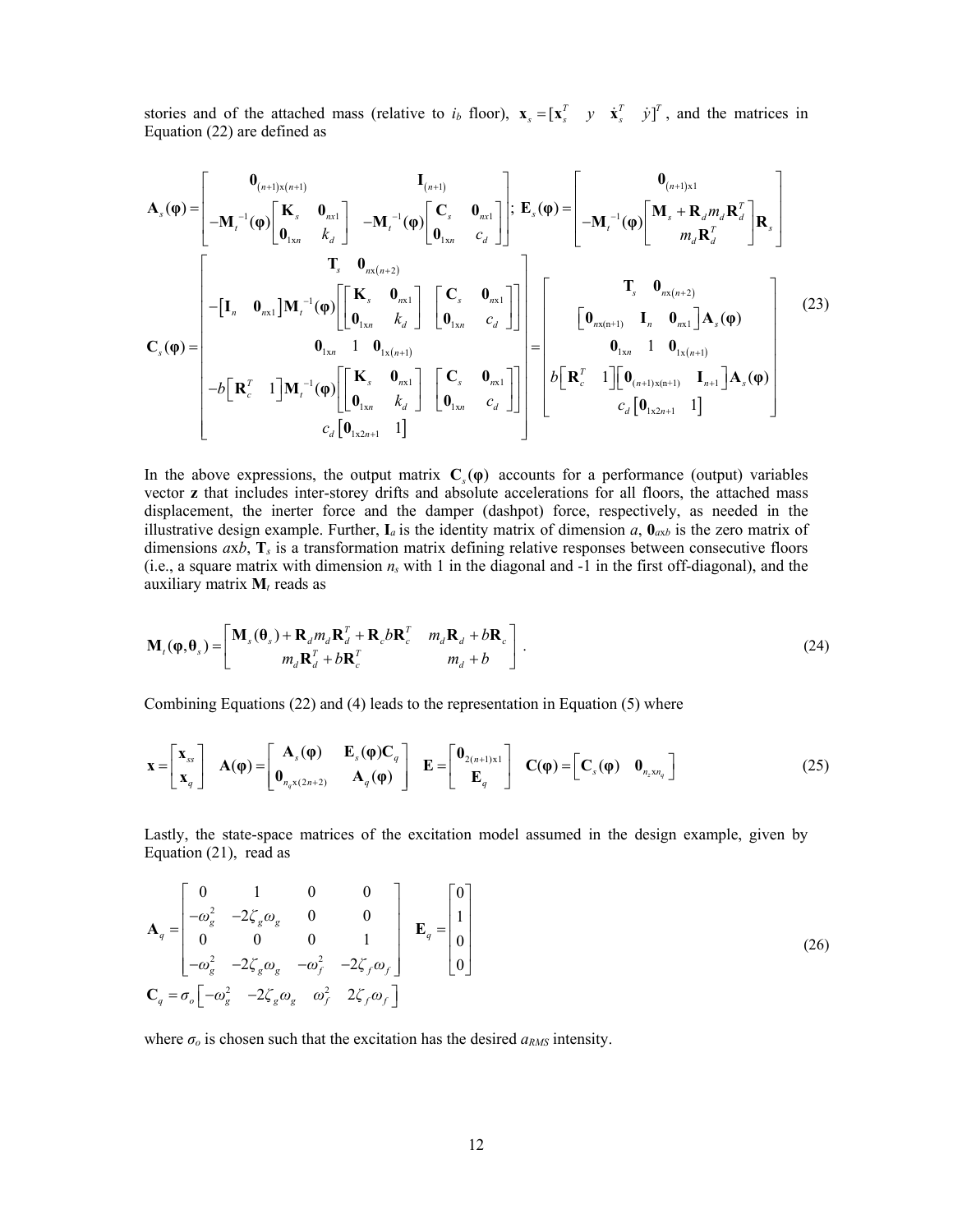stories and of the attached mass (relative to $i_b$ floor), $\mathbf{x}_s = [\mathbf{x}_s^T \quad y \quad \dot{\mathbf{x}}_s^T \quad \dot{y}]^T$, and the matrices in Equation (22) are defined as

$$
\mathbf{A}_s(\boldsymbol{\varphi}) = \begin{bmatrix} \mathbf{0}_{(n+1)\text{x}(n+1)} & \mathbf{I}_{(n+1)} \\ -\mathbf{M}_t^{-1}(\boldsymbol{\varphi}) \begin{bmatrix} \mathbf{K}_s & \mathbf{0}_{n\text{x}1} \\ \mathbf{0}_{1\text{x}n} & k_d \end{bmatrix} & -\mathbf{M}_t^{-1}(\boldsymbol{\varphi}) \begin{bmatrix} \mathbf{C}_s & \mathbf{0}_{n\text{x}1} \\ \mathbf{0}_{1\text{x}n} & c_d \end{bmatrix} \end{bmatrix}; \; \mathbf{E}_s(\boldsymbol{\varphi}) = \begin{bmatrix} \mathbf{0}_{(n+1)\text{x}1} \\ -\mathbf{M}_t^{-1}(\boldsymbol{\varphi}) \begin{bmatrix} \mathbf{M}_s + \mathbf{R}_d m_d \mathbf{R}_d^T \\ m_d \mathbf{R}_d^T \end{bmatrix} \mathbf{R}_s \end{bmatrix}
$$

$$
\mathbf{C}_s(\boldsymbol{\varphi}) = \begin{bmatrix} \mathbf{T}_s \quad \mathbf{0}_{n\text{x}(n+2)} \\ -\begin{bmatrix} \mathbf{I}_n & \mathbf{0}_{n\text{x}1} \end{bmatrix} \mathbf{M}_t^{-1}(\boldsymbol{\varphi}) \left[ \begin{bmatrix} \mathbf{K}_s & \mathbf{0}_{n\text{x}1} \\ \mathbf{0}_{1\text{x}n} & k_d \end{bmatrix} \; \begin{bmatrix} \mathbf{C}_s & \mathbf{0}_{n\text{x}1} \\ \mathbf{0}_{1\text{x}n} & c_d \end{bmatrix} \right] \\ \mathbf{0}_{1\text{x}n} \quad 1 \quad \mathbf{0}_{1\text{x}(n+1)} \\ -b \begin{bmatrix} \mathbf{R}_c^T & 1 \end{bmatrix} \mathbf{M}_t^{-1}(\boldsymbol{\varphi}) \left[ \begin{bmatrix} \mathbf{K}_s & \mathbf{0}_{n\text{x}1} \\ \mathbf{0}_{1\text{x}n} & k_d \end{bmatrix} \; \begin{bmatrix} \mathbf{C}_s & \mathbf{0}_{n\text{x}1} \\ \mathbf{0}_{1\text{x}n} & c_d \end{bmatrix} \right] \\ c_d \begin{bmatrix} \mathbf{0}_{1\text{x}2n+1} & 1 \end{bmatrix} \end{bmatrix} = \begin{bmatrix} \mathbf{T}_s \quad \mathbf{0}_{n\text{x}(n+2)} \\ \begin{bmatrix} \mathbf{0}_{n\text{x}(n+1)} & \mathbf{I}_n & \mathbf{0}_{n\text{x}1} \end{bmatrix} \mathbf{A}_s(\boldsymbol{\varphi}) \\ \mathbf{0}_{1\text{x}n} \quad 1 \quad \mathbf{0}_{1\text{x}(n+1)} \\ b \begin{bmatrix} \mathbf{R}_c^T & 1 \end{bmatrix} \begin{bmatrix} \mathbf{0}_{(n+1)\text{x}(n+1)} & \mathbf{I}_{n+1} \end{bmatrix} \mathbf{A}_s(\boldsymbol{\varphi}) \\ c_d \begin{bmatrix} \mathbf{0}_{1\text{x}2n+1} & 1 \end{bmatrix} \end{bmatrix} \tag{23}
$$

In the above expressions, the output matrix $\mathbf{C}_s(\boldsymbol{\varphi})$ accounts for a performance (output) variables vector $\mathbf{z}$ that includes inter-storey drifts and absolute accelerations for all floors, the attached mass displacement, the inerter force and the damper (dashpot) force, respectively, as needed in the illustrative design example. Further, $\mathbf{I}_a$ is the identity matrix of dimension $a$, $\mathbf{0}_{a\text{x}b}$ is the zero matrix of dimensions $a$x$b$, $\mathbf{T}_s$ is a transformation matrix defining relative responses between consecutive floors (i.e., a square matrix with dimension $n_s$ with 1 in the diagonal and -1 in the first off-diagonal), and the auxiliary matrix $\mathbf{M}_t$ reads as

$$
\mathbf{M}_t(\boldsymbol{\varphi}, \boldsymbol{\theta}_s) = \begin{bmatrix} \mathbf{M}_s(\boldsymbol{\theta}_s) + \mathbf{R}_d m_d \mathbf{R}_d^T + \mathbf{R}_c b \mathbf{R}_c^T & m_d \mathbf{R}_d + b \mathbf{R}_c \\ m_d \mathbf{R}_d^T + b \mathbf{R}_c^T & m_d + b \end{bmatrix}. \tag{24}
$$

Combining Equations (22) and (4) leads to the representation in Equation (5) where

$$
\mathbf{x} = \begin{bmatrix} \mathbf{x}_{ss} \\ \mathbf{x}_q \end{bmatrix} \quad \mathbf{A}(\boldsymbol{\varphi}) = \begin{bmatrix} \mathbf{A}_s(\boldsymbol{\varphi}) & \mathbf{E}_s(\boldsymbol{\varphi}) \mathbf{C}_q \\ \mathbf{0}_{n_q\text{x}(2n+2)} & \mathbf{A}_q(\boldsymbol{\varphi}) \end{bmatrix} \quad \mathbf{E} = \begin{bmatrix} \mathbf{0}_{2(n+1)\text{x}1} \\ \mathbf{E}_q \end{bmatrix} \quad \mathbf{C}(\boldsymbol{\varphi}) = \begin{bmatrix} \mathbf{C}_s(\boldsymbol{\varphi}) & \mathbf{0}_{n_z\text{x}n_q} \end{bmatrix} \tag{25}
$$

Lastly, the state-space matrices of the excitation model assumed in the design example, given by Equation (21), read as

$$
\mathbf{A}_q = \begin{bmatrix} 0 & 1 & 0 & 0 \\ -\omega_g^2 & -2\zeta_g\omega_g & 0 & 0 \\ 0 & 0 & 0 & 1 \\ -\omega_g^2 & -2\zeta_g\omega_g & -\omega_f^2 & -2\zeta_f\omega_f \end{bmatrix} \quad \mathbf{E}_q = \begin{bmatrix} 0 \\ 1 \\ 0 \\ 0 \end{bmatrix}
$$
$$
\mathbf{C}_q = \sigma_o \begin{bmatrix} -\omega_g^2 & -2\zeta_g\omega_g & \omega_f^2 & 2\zeta_f\omega_f \end{bmatrix} \tag{26}
$$

where $\sigma_o$ is chosen such that the excitation has the desired $a_{RMS}$ intensity.